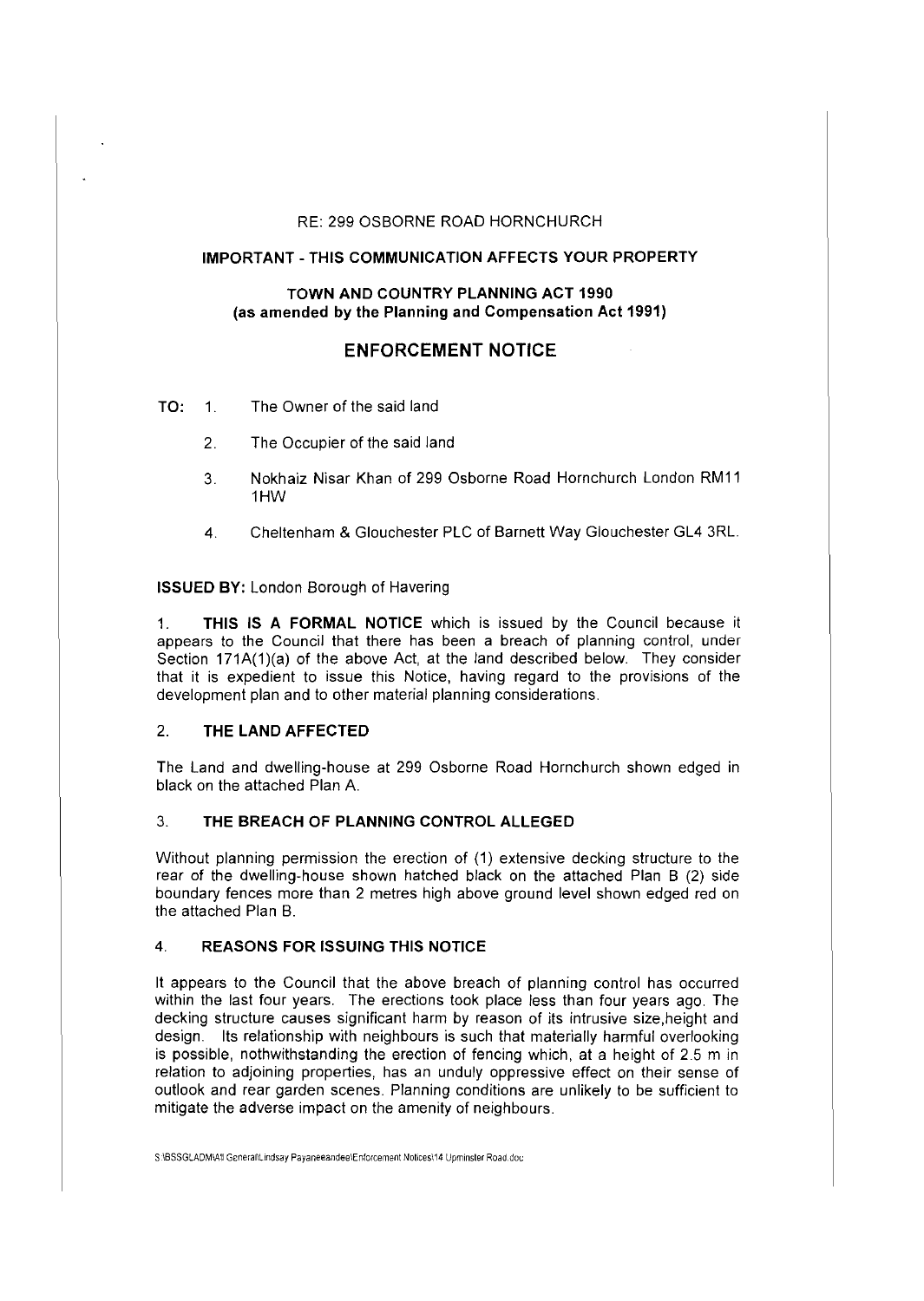RE: 299 OSBORNE ROAD HORNCHURCH

**IMPORTANT - THIS COMMUNICATION AFFECTS YOUR PROPERTY**

**TOWN AND COUNTRY PLANNING ACT 1990**
**(as amended by the Planning and Compensation Act 1991)**

# ENFORCEMENT NOTICE

**TO:**
1. The Owner of the said land
2. The Occupier of the said land
3. Nokhaiz Nisar Khan of 299 Osborne Road Hornchurch London RM11 1HW
4. Cheltenham & Glouchester PLC of Barnett Way Glouchester GL4 3RL.

**ISSUED BY:** London Borough of Havering

1. **THIS IS A FORMAL NOTICE** which is issued by the Council because it appears to the Council that there has been a breach of planning control, under Section 171A(1)(a) of the above Act, at the land described below. They consider that it is expedient to issue this Notice, having regard to the provisions of the development plan and to other material planning considerations.

## 2. THE LAND AFFECTED

The Land and dwelling-house at 299 Osborne Road Hornchurch shown edged in black on the attached Plan A.

## 3. THE BREACH OF PLANNING CONTROL ALLEGED

Without planning permission the erection of (1) extensive decking structure to the rear of the dwelling-house shown hatched black on the attached Plan B (2) side boundary fences more than 2 metres high above ground level shown edged red on the attached Plan B.

## 4. REASONS FOR ISSUING THIS NOTICE

It appears to the Council that the above breach of planning control has occurred within the last four years. The erections took place less than four years ago. The decking structure causes significant harm by reason of its intrusive size,height and design. Its relationship with neighbours is such that materially harmful overlooking is possible, nothwithstanding the erection of fencing which, at a height of 2.5 m in relation to adjoining properties, has an unduly oppressive effect on their sense of outlook and rear garden scenes. Planning conditions are unlikely to be sufficient to mitigate the adverse impact on the amenity of neighbours.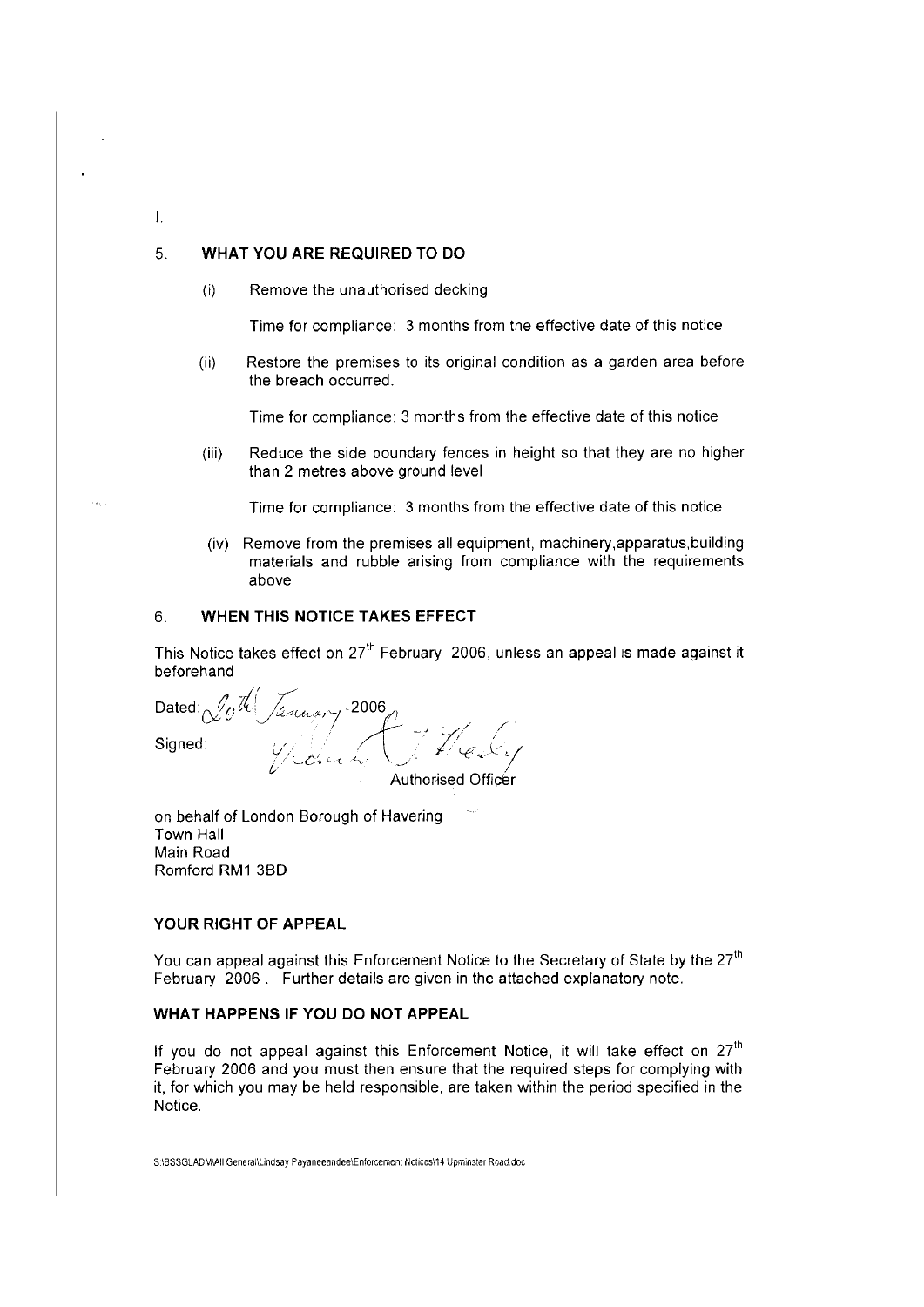I.

## 5. WHAT YOU ARE REQUIRED TO DO

(i) Remove the unauthorised decking

Time for compliance: 3 months from the effective date of this notice

(ii) Restore the premises to its original condition as a garden area before the breach occurred.

Time for compliance: 3 months from the effective date of this notice

(iii) Reduce the side boundary fences in height so that they are no higher than 2 metres above ground level

Time for compliance: 3 months from the effective date of this notice

(iv) Remove from the premises all equipment, machinery,apparatus,building materials and rubble arising from compliance with the requirements above

## 6. WHEN THIS NOTICE TAKES EFFECT

This Notice takes effect on 27th February 2006, unless an appeal is made against it beforehand

Dated: 20th January 2006

Signed:

Authorised Officer

on behalf of London Borough of Havering
Town Hall
Main Road
Romford RM1 3BD

### YOUR RIGHT OF APPEAL

You can appeal against this Enforcement Notice to the Secretary of State by the 27th February 2006 . Further details are given in the attached explanatory note.

### WHAT HAPPENS IF YOU DO NOT APPEAL

If you do not appeal against this Enforcement Notice, it will take effect on 27th February 2006 and you must then ensure that the required steps for complying with it, for which you may be held responsible, are taken within the period specified in the Notice.

S:\BSSGLADM\All General\Lindsay Payaneeandee\Enforcement Notices\14 Upminster Road.doc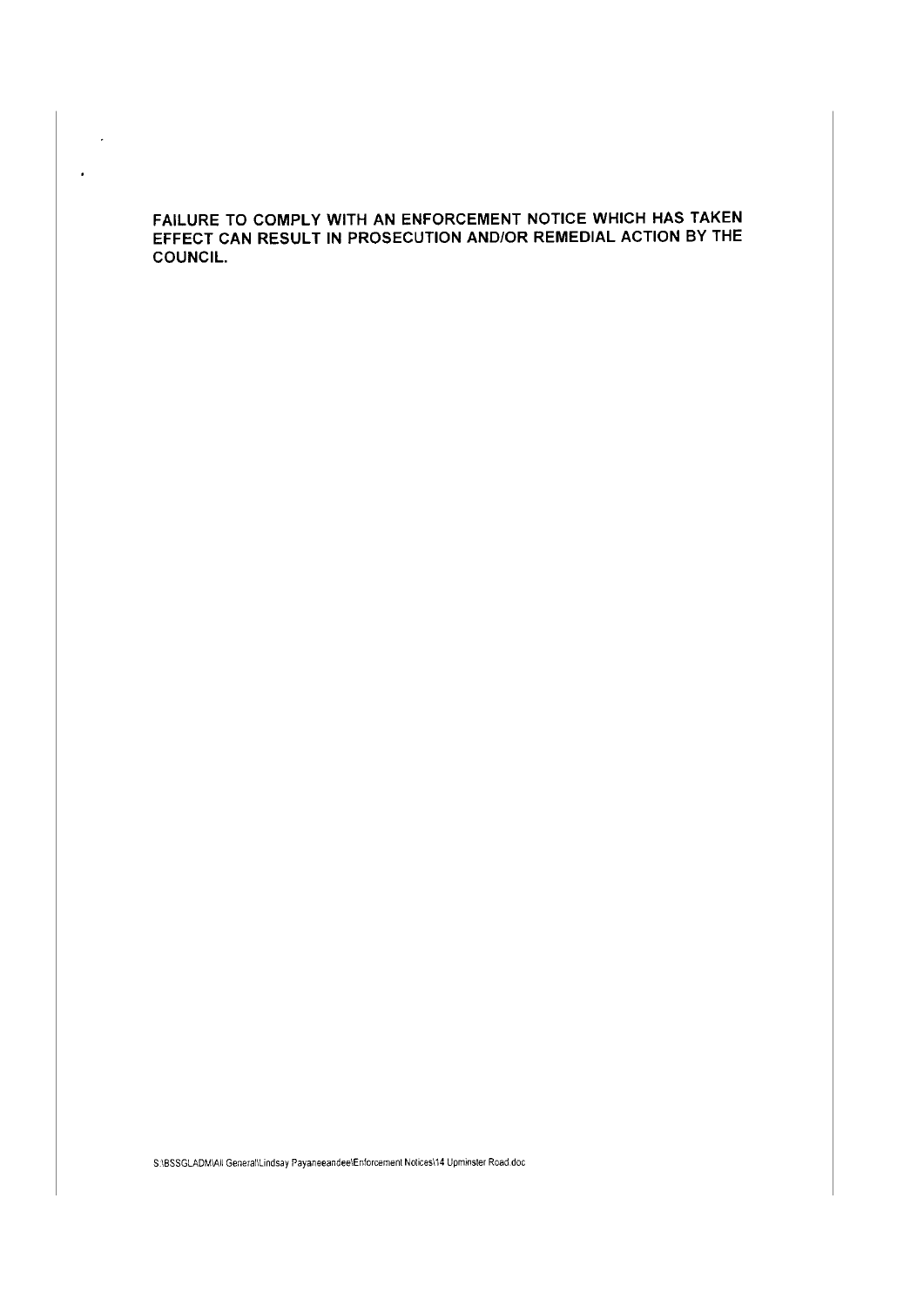**FAILURE TO COMPLY WITH AN ENFORCEMENT NOTICE WHICH HAS TAKEN EFFECT CAN RESULT IN PROSECUTION AND/OR REMEDIAL ACTION BY THE COUNCIL.**

S:\BSSGLADM\All General\Lindsay Payaneeandee\Enforcement Notices\14 Upminster Road.doc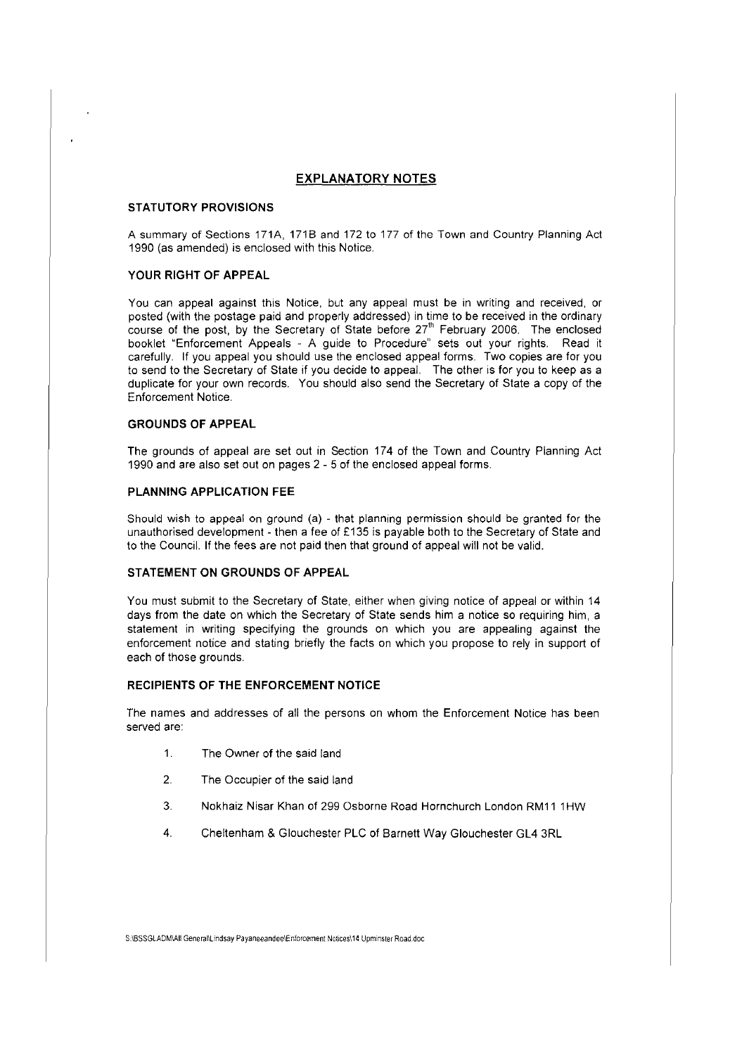## EXPLANATORY NOTES

### STATUTORY PROVISIONS

A summary of Sections 171A, 171B and 172 to 177 of the Town and Country Planning Act 1990 (as amended) is enclosed with this Notice.

### YOUR RIGHT OF APPEAL

You can appeal against this Notice, but any appeal must be in writing and received, or posted (with the postage paid and properly addressed) in time to be received in the ordinary course of the post, by the Secretary of State before 27th February 2006. The enclosed booklet "Enforcement Appeals - A guide to Procedure" sets out your rights. Read it carefully. If you appeal you should use the enclosed appeal forms. Two copies are for you to send to the Secretary of State if you decide to appeal. The other is for you to keep as a duplicate for your own records. You should also send the Secretary of State a copy of the Enforcement Notice.

### GROUNDS OF APPEAL

The grounds of appeal are set out in Section 174 of the Town and Country Planning Act 1990 and are also set out on pages 2 - 5 of the enclosed appeal forms.

### PLANNING APPLICATION FEE

Should wish to appeal on ground (a) - that planning permission should be granted for the unauthorised development - then a fee of £135 is payable both to the Secretary of State and to the Council. If the fees are not paid then that ground of appeal will not be valid.

### STATEMENT ON GROUNDS OF APPEAL

You must submit to the Secretary of State, either when giving notice of appeal or within 14 days from the date on which the Secretary of State sends him a notice so requiring him, a statement in writing specifying the grounds on which you are appealing against the enforcement notice and stating briefly the facts on which you propose to rely in support of each of those grounds.

### RECIPIENTS OF THE ENFORCEMENT NOTICE

The names and addresses of all the persons on whom the Enforcement Notice has been served are:

1. The Owner of the said land
2. The Occupier of the said land
3. Nokhaiz Nisar Khan of 299 Osborne Road Hornchurch London RM11 1HW
4. Cheltenham & Glouchester PLC of Barnett Way Glouchester GL4 3RL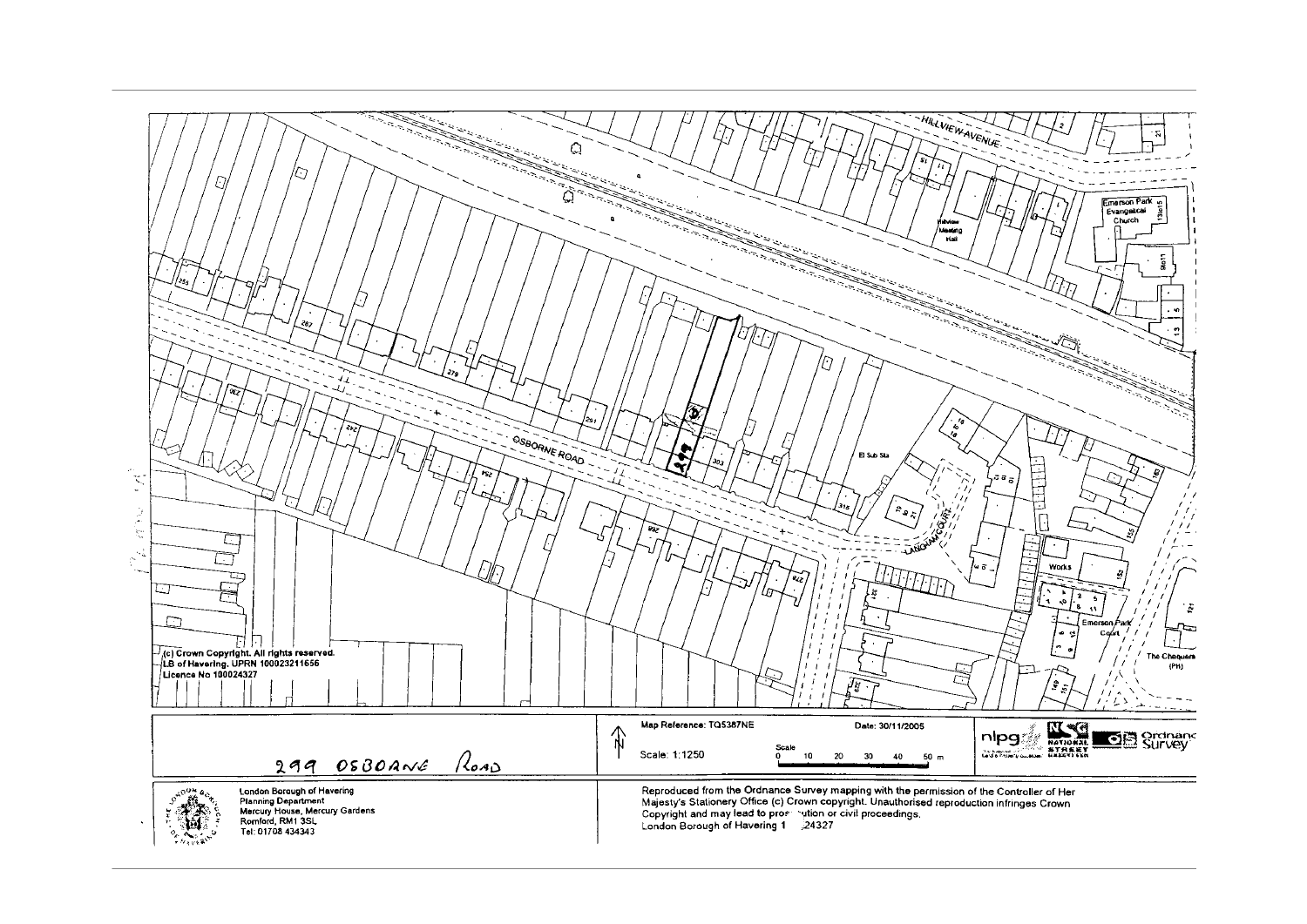(c) Crown Copyright. All rights reserved.
LB of Havering. UPRN 100023211656
Licence No 100024327

299 OSBORNE ROAD

London Borough of Havering
Planning Department
Mercury House, Mercury Gardens
Romford, RM1 3SL
Tel: 01708 434343

Map Reference: TQ5387NE

Date: 30/11/2005

Scale: 1:1250

Reproduced from the Ordnance Survey mapping with the permission of the Controller of Her Majesty's Stationery Office (c) Crown copyright. Unauthorised reproduction infringes Crown Copyright and may lead to prosecution or civil proceedings.
London Borough of Havering 1 24327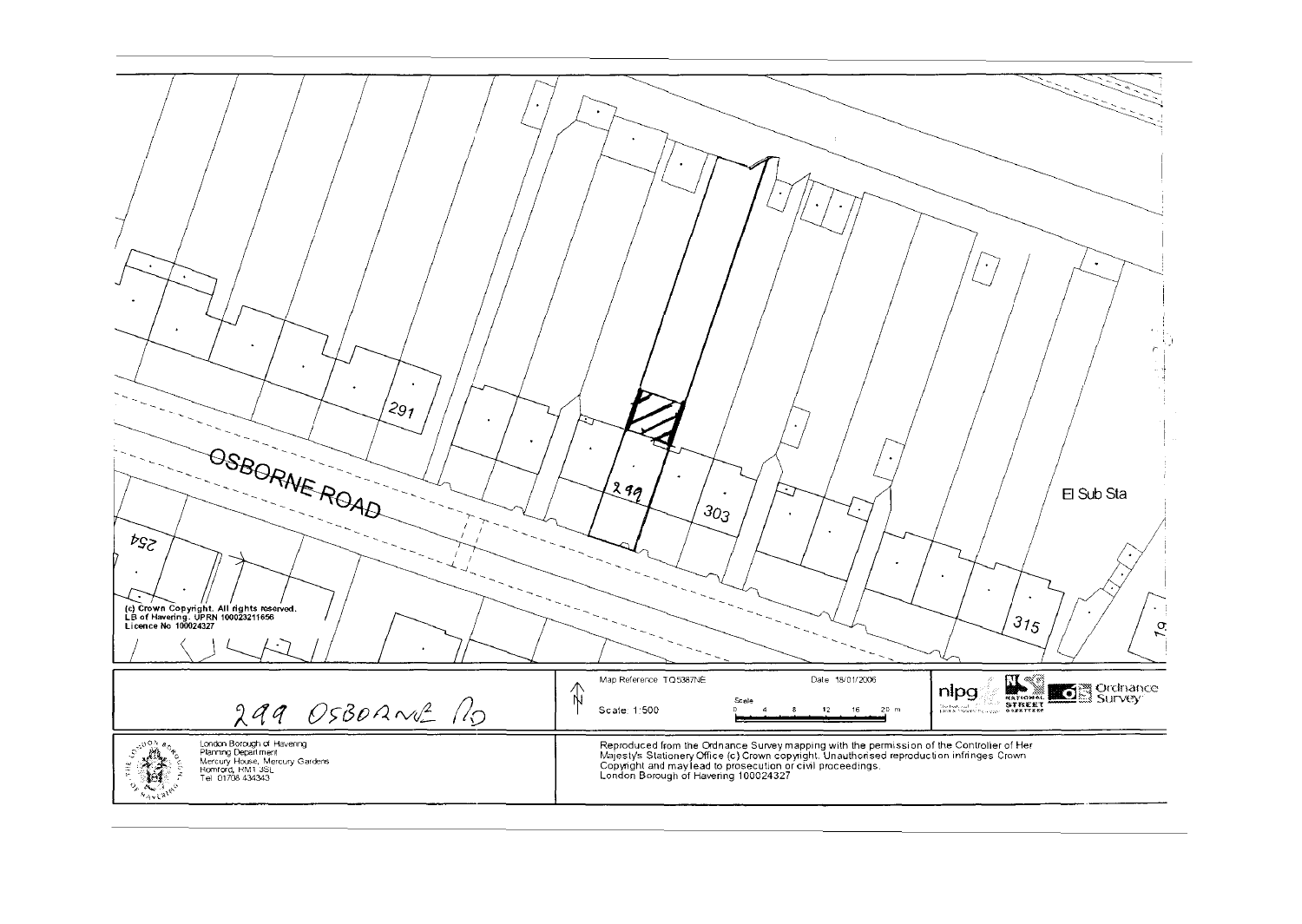291

OSBORNE ROAD

254

299

303

315

El Sub Sta

19

(c) Crown Copyright. All rights reserved.
LB of Havering. UPRN 100023211656
Licence No 100024327

299 OSBORNE RD

Map Reference TQ5387NE

Date 18/01/2006

Scale 1:500

Scale
0 4 8 12 16 20 m

London Borough of Havering
Planning Department
Mercury House, Mercury Gardens
Romford, RM1 3SL
Tel: 01708 434343

Reproduced from the Ordnance Survey mapping with the permission of the Controller of Her Majesty's Stationery Office (c) Crown copyright. Unauthorised reproduction infringes Crown Copyright and may lead to prosecution or civil proceedings.
London Borough of Havering 100024327